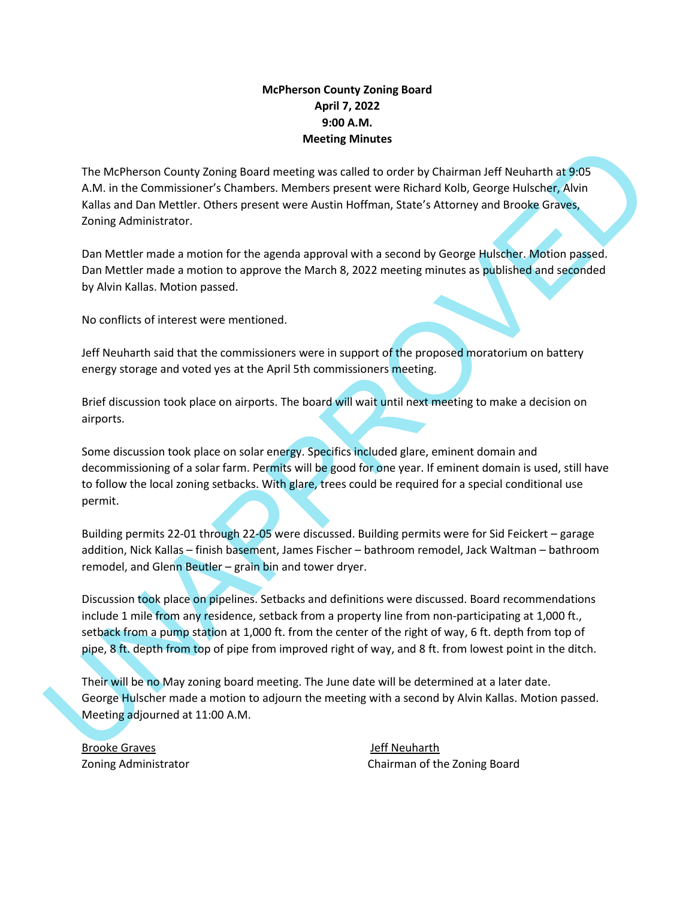# McPherson County Zoning Board
## April 7, 2022
## 9:00 A.M.
## Meeting Minutes

UNAPPROVED

The McPherson County Zoning Board meeting was called to order by Chairman Jeff Neuharth at 9:05 A.M. in the Commissioner's Chambers. Members present were Richard Kolb, George Hulscher, Alvin Kallas and Dan Mettler. Others present were Austin Hoffman, State's Attorney and Brooke Graves, Zoning Administrator.

Dan Mettler made a motion for the agenda approval with a second by George Hulscher. Motion passed. Dan Mettler made a motion to approve the March 8, 2022 meeting minutes as published and seconded by Alvin Kallas. Motion passed.

No conflicts of interest were mentioned.

Jeff Neuharth said that the commissioners were in support of the proposed moratorium on battery energy storage and voted yes at the April 5th commissioners meeting.

Brief discussion took place on airports. The board will wait until next meeting to make a decision on airports.

Some discussion took place on solar energy. Specifics included glare, eminent domain and decommissioning of a solar farm. Permits will be good for one year. If eminent domain is used, still have to follow the local zoning setbacks. With glare, trees could be required for a special conditional use permit.

Building permits 22-01 through 22-05 were discussed. Building permits were for Sid Feickert – garage addition, Nick Kallas – finish basement, James Fischer – bathroom remodel, Jack Waltman – bathroom remodel, and Glenn Beutler – grain bin and tower dryer.

Discussion took place on pipelines. Setbacks and definitions were discussed. Board recommendations include 1 mile from any residence, setback from a property line from non-participating at 1,000 ft., setback from a pump station at 1,000 ft. from the center of the right of way, 6 ft. depth from top of pipe, 8 ft. depth from top of pipe from improved right of way, and 8 ft. from lowest point in the ditch.

Their will be no May zoning board meeting. The June date will be determined at a later date. George Hulscher made a motion to adjourn the meeting with a second by Alvin Kallas. Motion passed. Meeting adjourned at 11:00 A.M.

Brooke Graves
Zoning Administrator

Jeff Neuharth
Chairman of the Zoning Board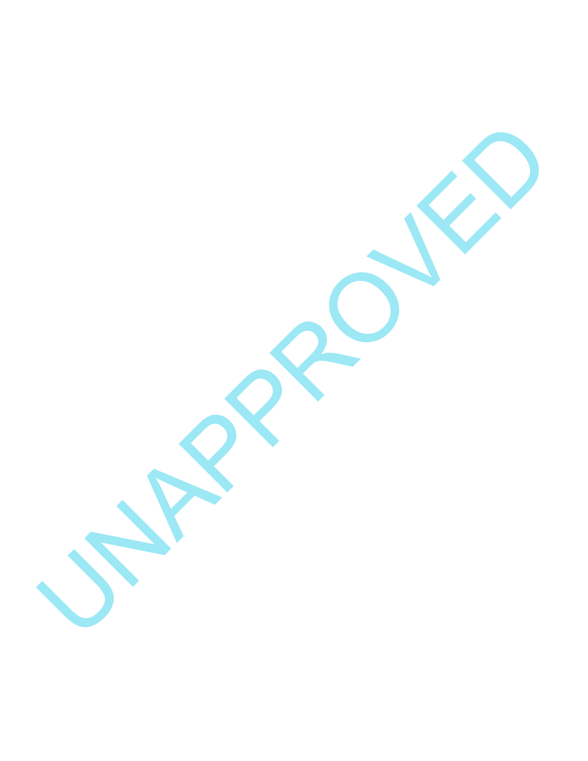UNAPPROVED